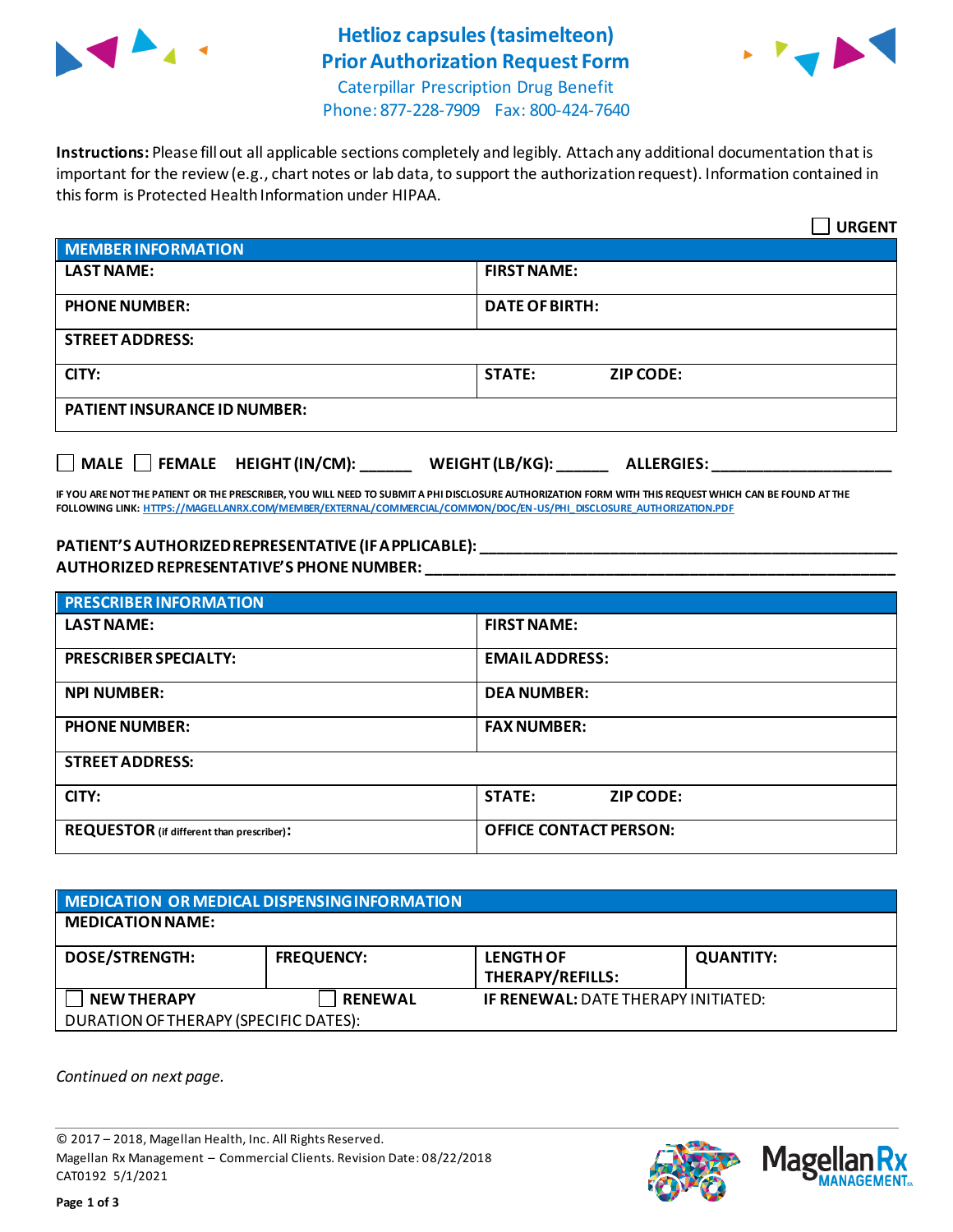# Hetlioz capsules (tasimelteon) Prior Authorization Request Form

Caterpillar Prescription Drug Benefit
Phone: 877-228-7909 Fax: 800-424-7640

**Instructions:** Please fill out all applicable sections completely and legibly. Attach any additional documentation that is important for the review (e.g., chart notes or lab data, to support the authorization request). Information contained in this form is Protected Health Information under HIPAA.

☐ **URGENT**

| MEMBER INFORMATION | |
|---|---|
| **LAST NAME:** | **FIRST NAME:** |
| **PHONE NUMBER:** | **DATE OF BIRTH:** |
| **STREET ADDRESS:** | |
| **CITY:** | **STATE:** **ZIP CODE:** |
| **PATIENT INSURANCE ID NUMBER:** | |

☐ **MALE** ☐ **FEMALE** **HEIGHT (IN/CM):** ______ **WEIGHT (LB/KG):** ______ **ALLERGIES:** ____________________

**IF YOU ARE NOT THE PATIENT OR THE PRESCRIBER, YOU WILL NEED TO SUBMIT A PHI DISCLOSURE AUTHORIZATION FORM WITH THIS REQUEST WHICH CAN BE FOUND AT THE FOLLOWING LINK:** HTTPS://MAGELLANRX.COM/MEMBER/EXTERNAL/COMMERCIAL/COMMON/DOC/EN-US/PHI_DISCLOSURE_AUTHORIZATION.PDF

**PATIENT'S AUTHORIZED REPRESENTATIVE (IF APPLICABLE):** ______________________________
**AUTHORIZED REPRESENTATIVE'S PHONE NUMBER:** ______________________________

| PRESCRIBER INFORMATION | |
|---|---|
| **LAST NAME:** | **FIRST NAME:** |
| **PRESCRIBER SPECIALTY:** | **EMAIL ADDRESS:** |
| **NPI NUMBER:** | **DEA NUMBER:** |
| **PHONE NUMBER:** | **FAX NUMBER:** |
| **STREET ADDRESS:** | |
| **CITY:** | **STATE:** **ZIP CODE:** |
| **REQUESTOR** (if different than prescriber)**:** | **OFFICE CONTACT PERSON:** |

| MEDICATION OR MEDICAL DISPENSING INFORMATION | | | |
|---|---|---|---|
| **MEDICATION NAME:** | | | |
| **DOSE/STRENGTH:** | **FREQUENCY:** | **LENGTH OF THERAPY/REFILLS:** | **QUANTITY:** |
| ☐ **NEW THERAPY** | ☐ **RENEWAL** | **IF RENEWAL:** DATE THERAPY INITIATED: | |
| DURATION OF THERAPY (SPECIFIC DATES): | | | |

*Continued on next page.*

© 2017 – 2018, Magellan Health, Inc. All Rights Reserved.
Magellan Rx Management – Commercial Clients. Revision Date: 08/22/2018
CAT0192 5/1/2021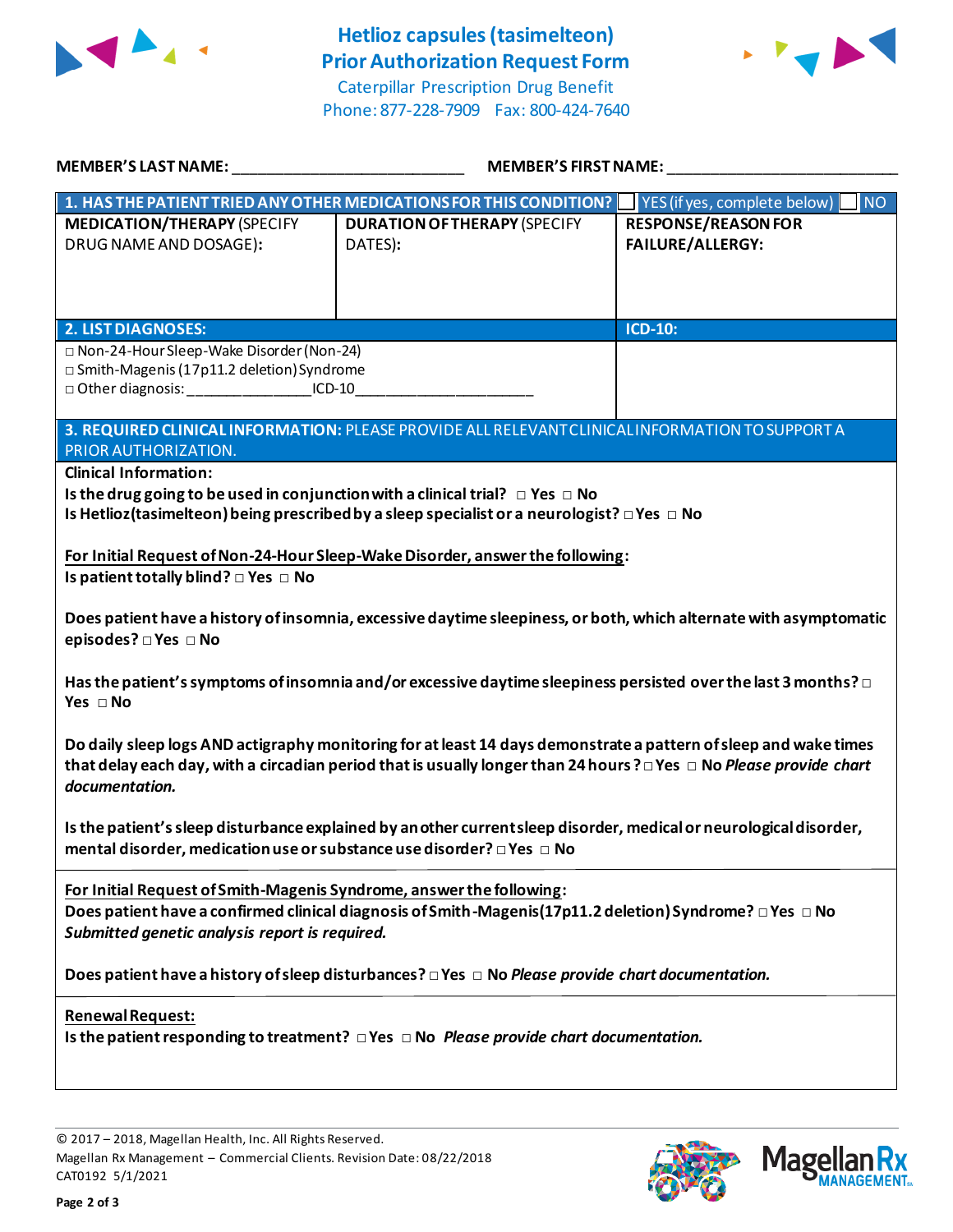# Hetlioz capsules (tasimelteon) Prior Authorization Request Form

Caterpillar Prescription Drug Benefit
Phone: 877-228-7909 Fax: 800-424-7640

**MEMBER'S LAST NAME:** ___________________________ **MEMBER'S FIRST NAME:** ___________________________

| **1. HAS THE PATIENT TRIED ANY OTHER MEDICATIONS FOR THIS CONDITION?** | ☐ YES (if yes, complete below) | ☐ NO |
|---|---|---|
| **MEDICATION/THERAPY** (SPECIFY DRUG NAME AND DOSAGE): | **DURATION OF THERAPY** (SPECIFY DATES): | **RESPONSE/REASON FOR FAILURE/ALLERGY:** |
| | | |

| **2. LIST DIAGNOSES:** | **ICD-10:** |
|---|---|
| □ Non-24-Hour Sleep-Wake Disorder (Non-24)<br>□ Smith-Magenis (17p11.2 deletion) Syndrome<br>□ Other diagnosis: _______________ICD-10_____________________ | |

**3. REQUIRED CLINICAL INFORMATION:** PLEASE PROVIDE ALL RELEVANT CLINICAL INFORMATION TO SUPPORT A PRIOR AUTHORIZATION.

**Clinical Information:**

**Is the drug going to be used in conjunction with a clinical trial?** □ Yes □ No

**Is Hetlioz (tasimelteon) being prescribed by a sleep specialist or a neurologist?** □ Yes □ No

**For Initial Request of Non-24-Hour Sleep-Wake Disorder, answer the following:**

**Is patient totally blind?** □ Yes □ No

**Does patient have a history of insomnia, excessive daytime sleepiness, or both, which alternate with asymptomatic episodes?** □ Yes □ No

**Has the patient's symptoms of insomnia and/or excessive daytime sleepiness persisted over the last 3 months?** □ Yes □ No

**Do daily sleep logs AND actigraphy monitoring for at least 14 days demonstrate a pattern of sleep and wake times that delay each day, with a circadian period that is usually longer than 24 hours?** □ Yes □ No *Please provide chart documentation.*

**Is the patient's sleep disturbance explained by another current sleep disorder, medical or neurological disorder, mental disorder, medication use or substance use disorder?** □ Yes □ No

**For Initial Request of Smith-Magenis Syndrome, answer the following:**

**Does patient have a confirmed clinical diagnosis of Smith-Magenis (17p11.2 deletion) Syndrome?** □ Yes □ No

*Submitted genetic analysis report is required.*

**Does patient have a history of sleep disturbances?** □ Yes □ No *Please provide chart documentation.*

**Renewal Request:**

**Is the patient responding to treatment?** □ Yes □ No *Please provide chart documentation.*

© 2017 – 2018, Magellan Health, Inc. All Rights Reserved.
Magellan Rx Management – Commercial Clients. Revision Date: 08/22/2018
CAT0192 5/1/2021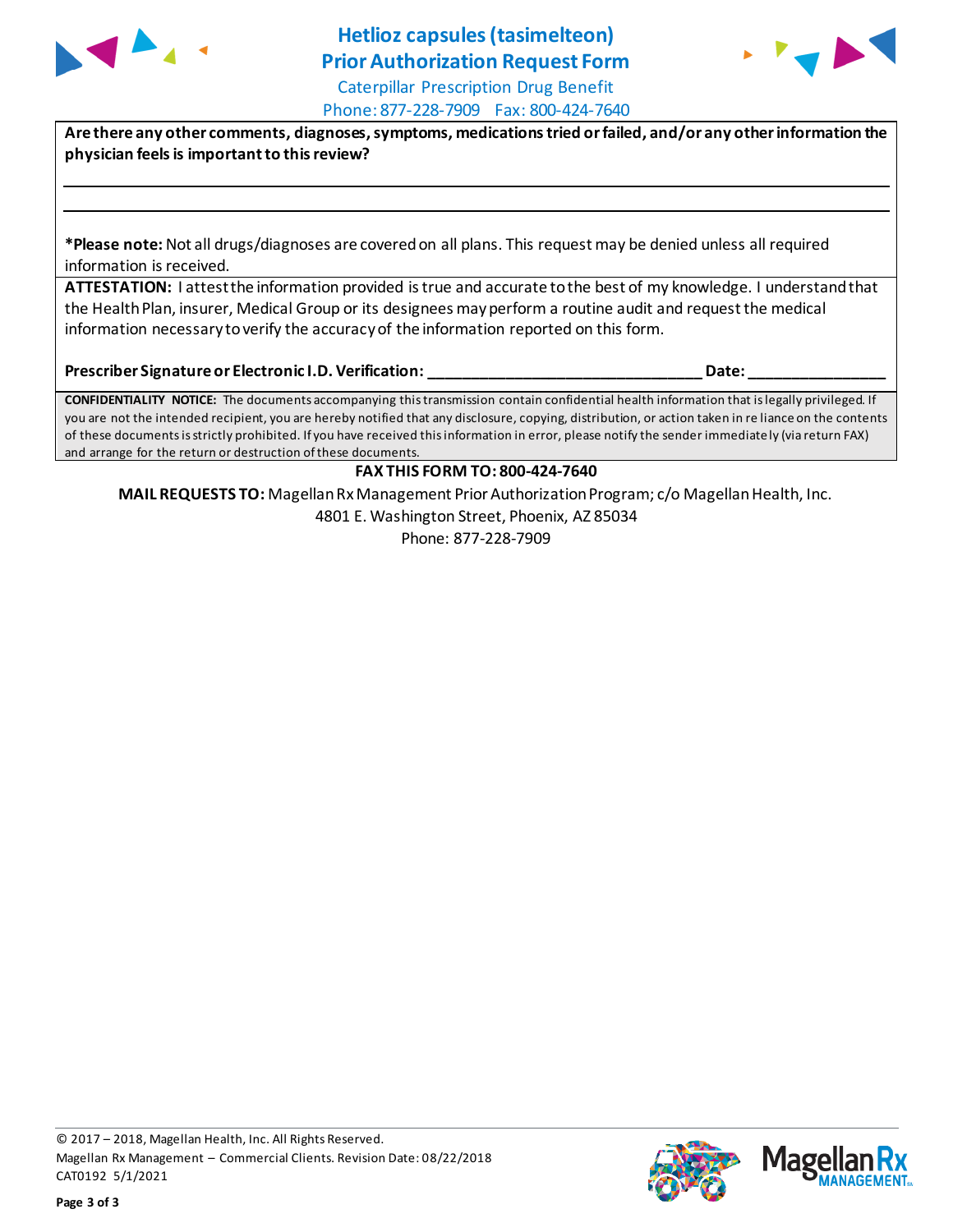**Are there any other comments, diagnoses, symptoms, medications tried or failed, and/or any other information the physician feels is important to this review?**

_______________________________________________________________________________

_______________________________________________________________________________

***Please note:** Not all drugs/diagnoses are covered on all plans. This request may be denied unless all required information is received.

**ATTESTATION:** I attest the information provided is true and accurate to the best of my knowledge. I understand that the Health Plan, insurer, Medical Group or its designees may perform a routine audit and request the medical information necessary to verify the accuracy of the information reported on this form.

**Prescriber Signature or Electronic I.D. Verification:** ________________________________ **Date:** _______________

**CONFIDENTIALITY NOTICE:** The documents accompanying this transmission contain confidential health information that is legally privileged. If you are not the intended recipient, you are hereby notified that any disclosure, copying, distribution, or action taken in reliance on the contents of these documents is strictly prohibited. If you have received this information in error, please notify the sender immediately (via return FAX) and arrange for the return or destruction of these documents.

**FAX THIS FORM TO: 800-424-7640**

**MAIL REQUESTS TO:** Magellan Rx Management Prior Authorization Program; c/o Magellan Health, Inc.
4801 E. Washington Street, Phoenix, AZ 85034
Phone: 877-228-7909

© 2017 – 2018, Magellan Health, Inc. All Rights Reserved.
Magellan Rx Management – Commercial Clients. Revision Date: 08/22/2018
CAT0192 5/1/2021